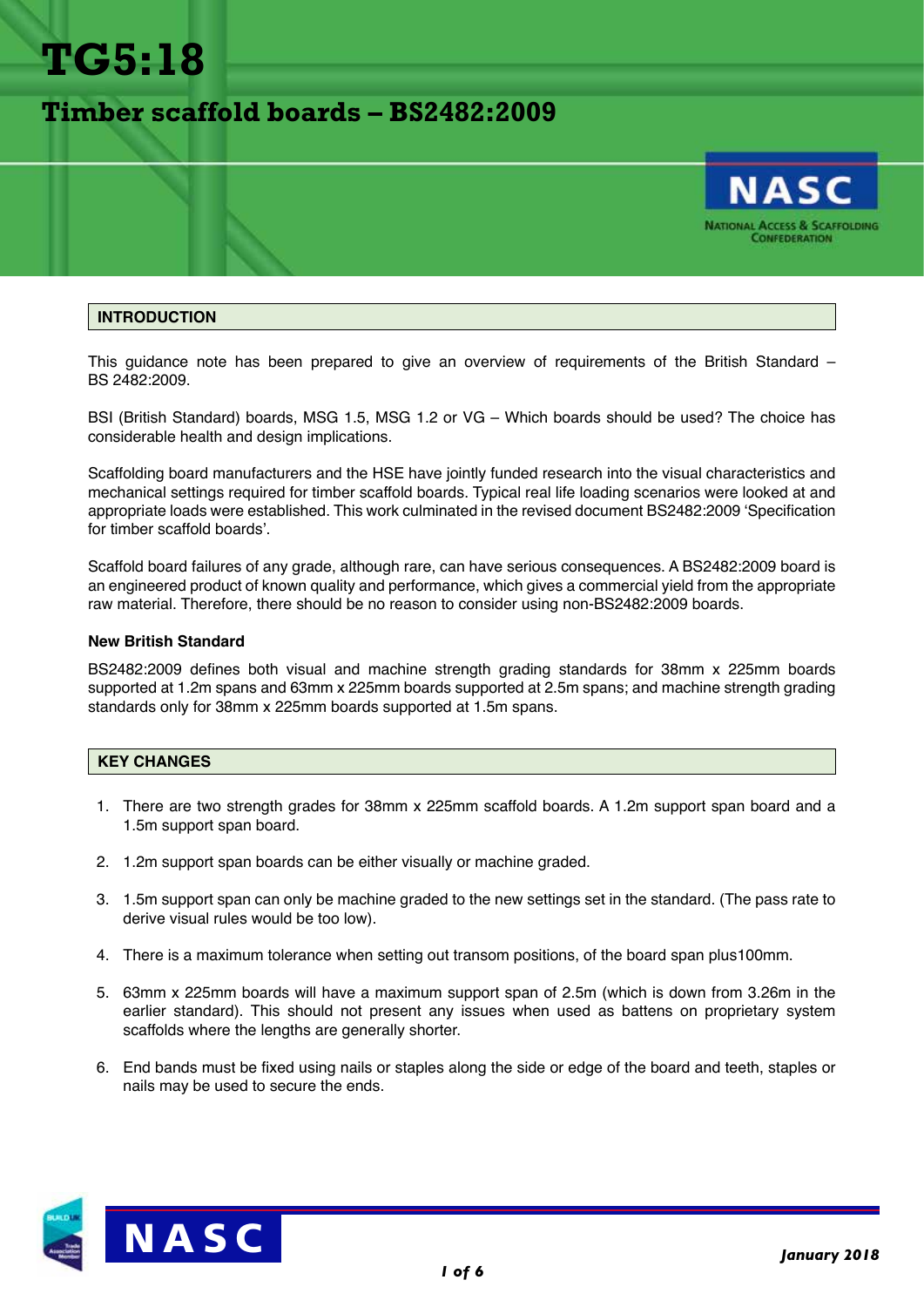# TG5:18

## Timber scaffold boards – BS2482:2009

### INTRODUCTION

This guidance note has been prepared to give an overview of requirements of the British Standard – BS 2482:2009.

BSI (British Standard) boards, MSG 1.5, MSG 1.2 or VG – Which boards should be used? The choice has considerable health and design implications.

Scaffolding board manufacturers and the HSE have jointly funded research into the visual characteristics and mechanical settings required for timber scaffold boards. Typical real life loading scenarios were looked at and appropriate loads were established. This work culminated in the revised document BS2482:2009 'Specification for timber scaffold boards'.

Scaffold board failures of any grade, although rare, can have serious consequences. A BS2482:2009 board is an engineered product of known quality and performance, which gives a commercial yield from the appropriate raw material. Therefore, there should be no reason to consider using non-BS2482:2009 boards.

**New British Standard**

BS2482:2009 defines both visual and machine strength grading standards for 38mm x 225mm boards supported at 1.2m spans and 63mm x 225mm boards supported at 2.5m spans; and machine strength grading standards only for 38mm x 225mm boards supported at 1.5m spans.

### KEY CHANGES

1. There are two strength grades for 38mm x 225mm scaffold boards. A 1.2m support span board and a 1.5m support span board.

2. 1.2m support span boards can be either visually or machine graded.

3. 1.5m support span can only be machine graded to the new settings set in the standard. (The pass rate to derive visual rules would be too low).

4. There is a maximum tolerance when setting out transom positions, of the board span plus100mm.

5. 63mm x 225mm boards will have a maximum support span of 2.5m (which is down from 3.26m in the earlier standard). This should not present any issues when used as battens on proprietary system scaffolds where the lengths are generally shorter.

6. End bands must be fixed using nails or staples along the side or edge of the board and teeth, staples or nails may be used to secure the ends.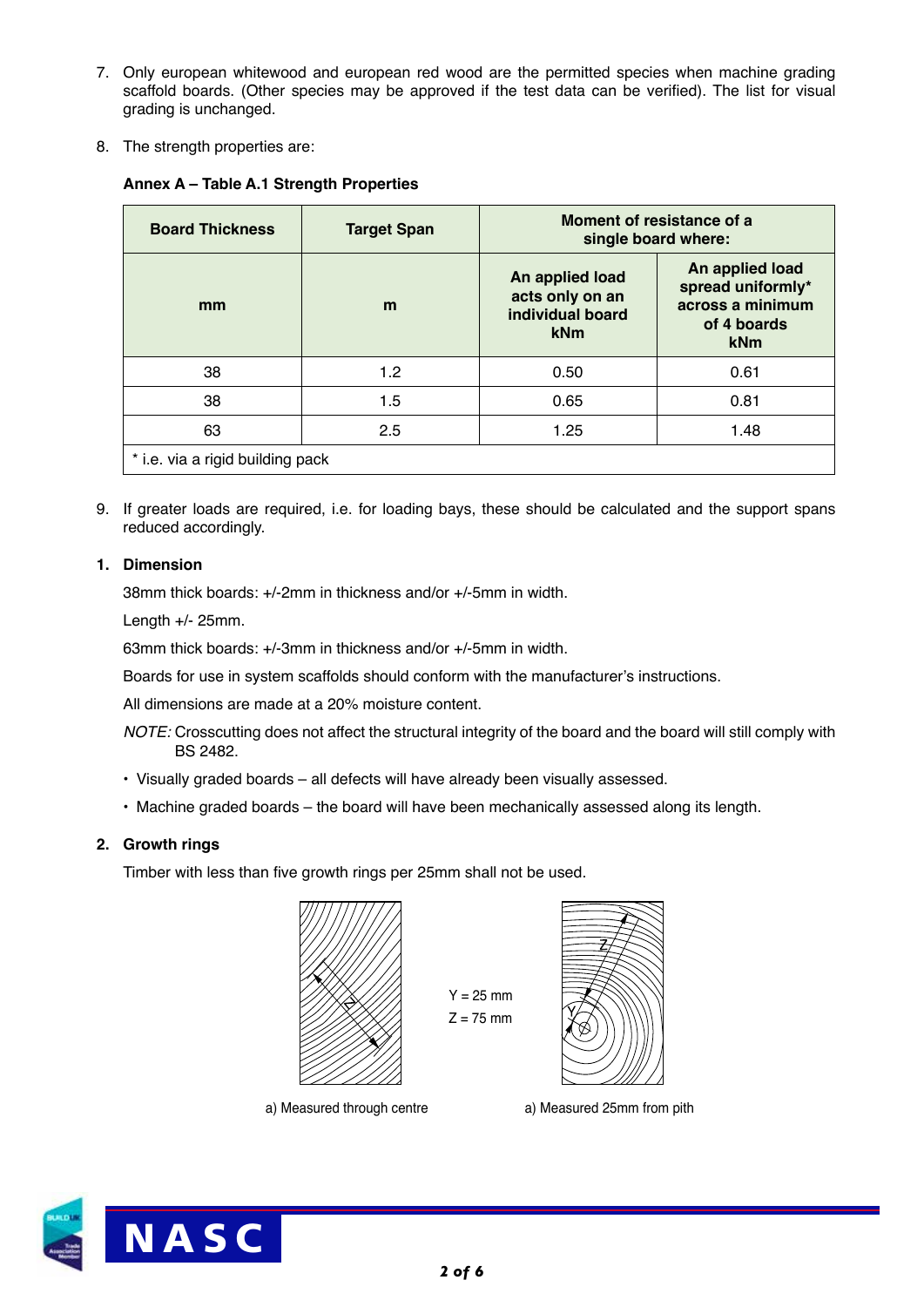7. Only european whitewood and european red wood are the permitted species when machine grading scaffold boards. (Other species may be approved if the test data can be verified). The list for visual grading is unchanged.

8. The strength properties are:

**Annex A – Table A.1 Strength Properties**

| Board Thickness | Target Span | Moment of resistance of a single board where: | |
|---|---|---|---|
| mm | m | An applied load acts only on an individual board kNm | An applied load spread uniformly* across a minimum of 4 boards kNm |
| 38 | 1.2 | 0.50 | 0.61 |
| 38 | 1.5 | 0.65 | 0.81 |
| 63 | 2.5 | 1.25 | 1.48 |
| * i.e. via a rigid building pack | | | |

9. If greater loads are required, i.e. for loading bays, these should be calculated and the support spans reduced accordingly.

## 1. Dimension

38mm thick boards: +/-2mm in thickness and/or +/-5mm in width.

Length +/- 25mm.

63mm thick boards: +/-3mm in thickness and/or +/-5mm in width.

Boards for use in system scaffolds should conform with the manufacturer's instructions.

All dimensions are made at a 20% moisture content.

*NOTE:* Crosscutting does not affect the structural integrity of the board and the board will still comply with BS 2482.

- Visually graded boards – all defects will have already been visually assessed.
- Machine graded boards – the board will have been mechanically assessed along its length.

## 2. Growth rings

Timber with less than five growth rings per 25mm shall not be used.

Y = 25 mm
Z = 75 mm

a) Measured through centre

a) Measured 25mm from pith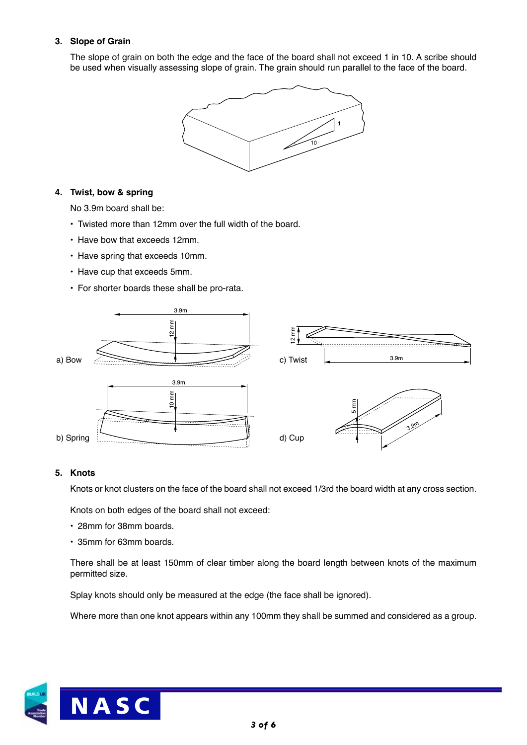### 3. Slope of Grain

The slope of grain on both the edge and the face of the board shall not exceed 1 in 10. A scribe should be used when visually assessing slope of grain. The grain should run parallel to the face of the board.

### 4. Twist, bow & spring

No 3.9m board shall be:

- Twisted more than 12mm over the full width of the board.
- Have bow that exceeds 12mm.
- Have spring that exceeds 10mm.
- Have cup that exceeds 5mm.
- For shorter boards these shall be pro-rata.

a) Bow

b) Spring

c) Twist

d) Cup

### 5. Knots

Knots or knot clusters on the face of the board shall not exceed 1/3rd the board width at any cross section.

Knots on both edges of the board shall not exceed:

- 28mm for 38mm boards.
- 35mm for 63mm boards.

There shall be at least 150mm of clear timber along the board length between knots of the maximum permitted size.

Splay knots should only be measured at the edge (the face shall be ignored).

Where more than one knot appears within any 100mm they shall be summed and considered as a group.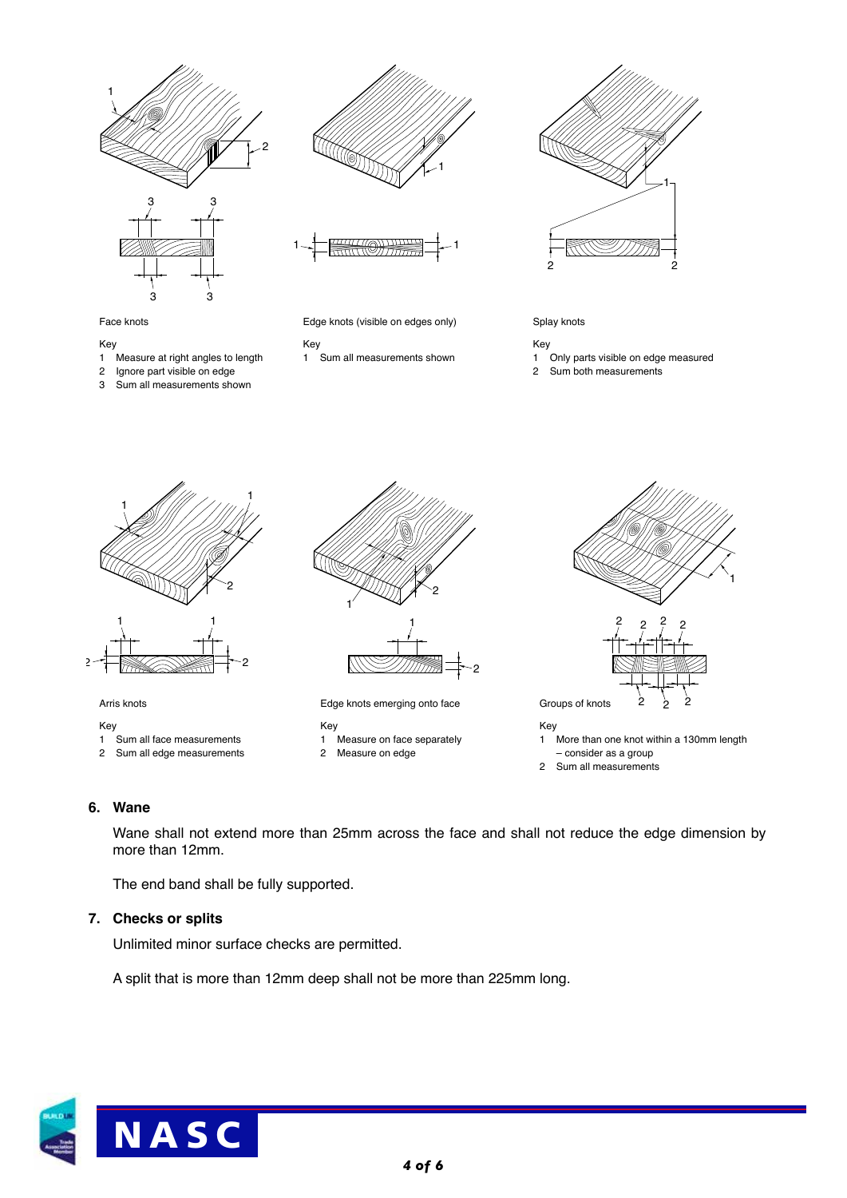Face knots

Key
1 Measure at right angles to length
2 Ignore part visible on edge
3 Sum all measurements shown

Edge knots (visible on edges only)

Key
1 Sum all measurements shown

Splay knots

Key
1 Only parts visible on edge measured
2 Sum both measurements

Arris knots

Key
1 Sum all face measurements
2 Sum all edge measurements

Edge knots emerging onto face

Key
1 Measure on face separately
2 Measure on edge

Groups of knots

Key
1 More than one knot within a 130mm length – consider as a group
2 Sum all measurements

## 6. Wane

Wane shall not extend more than 25mm across the face and shall not reduce the edge dimension by more than 12mm.

The end band shall be fully supported.

## 7. Checks or splits

Unlimited minor surface checks are permitted.

A split that is more than 12mm deep shall not be more than 225mm long.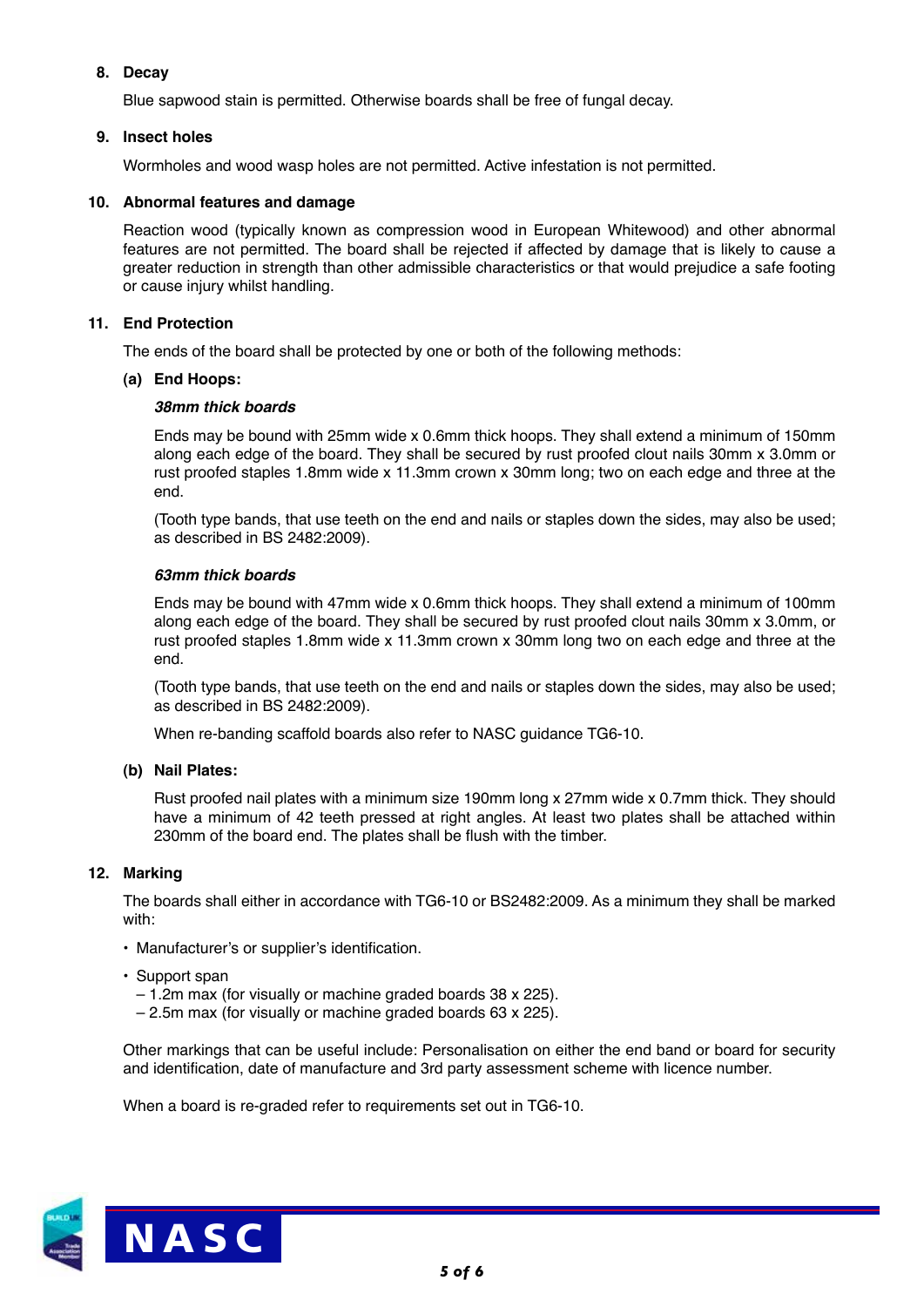**8. Decay**

Blue sapwood stain is permitted. Otherwise boards shall be free of fungal decay.

**9. Insect holes**

Wormholes and wood wasp holes are not permitted. Active infestation is not permitted.

**10. Abnormal features and damage**

Reaction wood (typically known as compression wood in European Whitewood) and other abnormal features are not permitted. The board shall be rejected if affected by damage that is likely to cause a greater reduction in strength than other admissible characteristics or that would prejudice a safe footing or cause injury whilst handling.

**11. End Protection**

The ends of the board shall be protected by one or both of the following methods:

**(a) End Hoops:**

***38mm thick boards***

Ends may be bound with 25mm wide x 0.6mm thick hoops. They shall extend a minimum of 150mm along each edge of the board. They shall be secured by rust proofed clout nails 30mm x 3.0mm or rust proofed staples 1.8mm wide x 11.3mm crown x 30mm long; two on each edge and three at the end.

(Tooth type bands, that use teeth on the end and nails or staples down the sides, may also be used; as described in BS 2482:2009).

***63mm thick boards***

Ends may be bound with 47mm wide x 0.6mm thick hoops. They shall extend a minimum of 100mm along each edge of the board. They shall be secured by rust proofed clout nails 30mm x 3.0mm, or rust proofed staples 1.8mm wide x 11.3mm crown x 30mm long two on each edge and three at the end.

(Tooth type bands, that use teeth on the end and nails or staples down the sides, may also be used; as described in BS 2482:2009).

When re-banding scaffold boards also refer to NASC guidance TG6-10.

**(b) Nail Plates:**

Rust proofed nail plates with a minimum size 190mm long x 27mm wide x 0.7mm thick. They should have a minimum of 42 teeth pressed at right angles. At least two plates shall be attached within 230mm of the board end. The plates shall be flush with the timber.

**12. Marking**

The boards shall either in accordance with TG6-10 or BS2482:2009. As a minimum they shall be marked with:

- Manufacturer's or supplier's identification.
- Support span
  - 1.2m max (for visually or machine graded boards 38 x 225).
  - 2.5m max (for visually or machine graded boards 63 x 225).

Other markings that can be useful include: Personalisation on either the end band or board for security and identification, date of manufacture and 3rd party assessment scheme with licence number.

When a board is re-graded refer to requirements set out in TG6-10.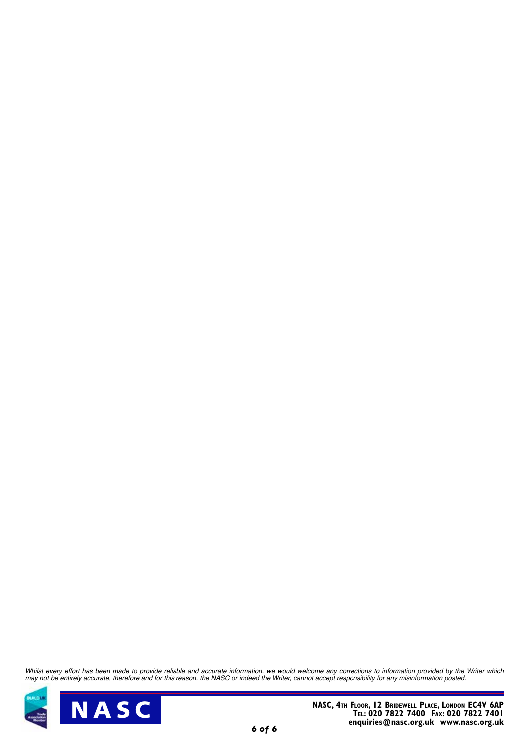*Whilst every effort has been made to provide reliable and accurate information, we would welcome any corrections to information provided by the Writer which may not be entirely accurate, therefore and for this reason, the NASC or indeed the Writer, cannot accept responsibility for any misinformation posted.*

**NASC, 4TH FLOOR, 12 BRIDEWELL PLACE, LONDON EC4V 6AP**
**TEL: 020 7822 7400 FAX: 020 7822 7401**
**enquiries@nasc.org.uk www.nasc.org.uk**